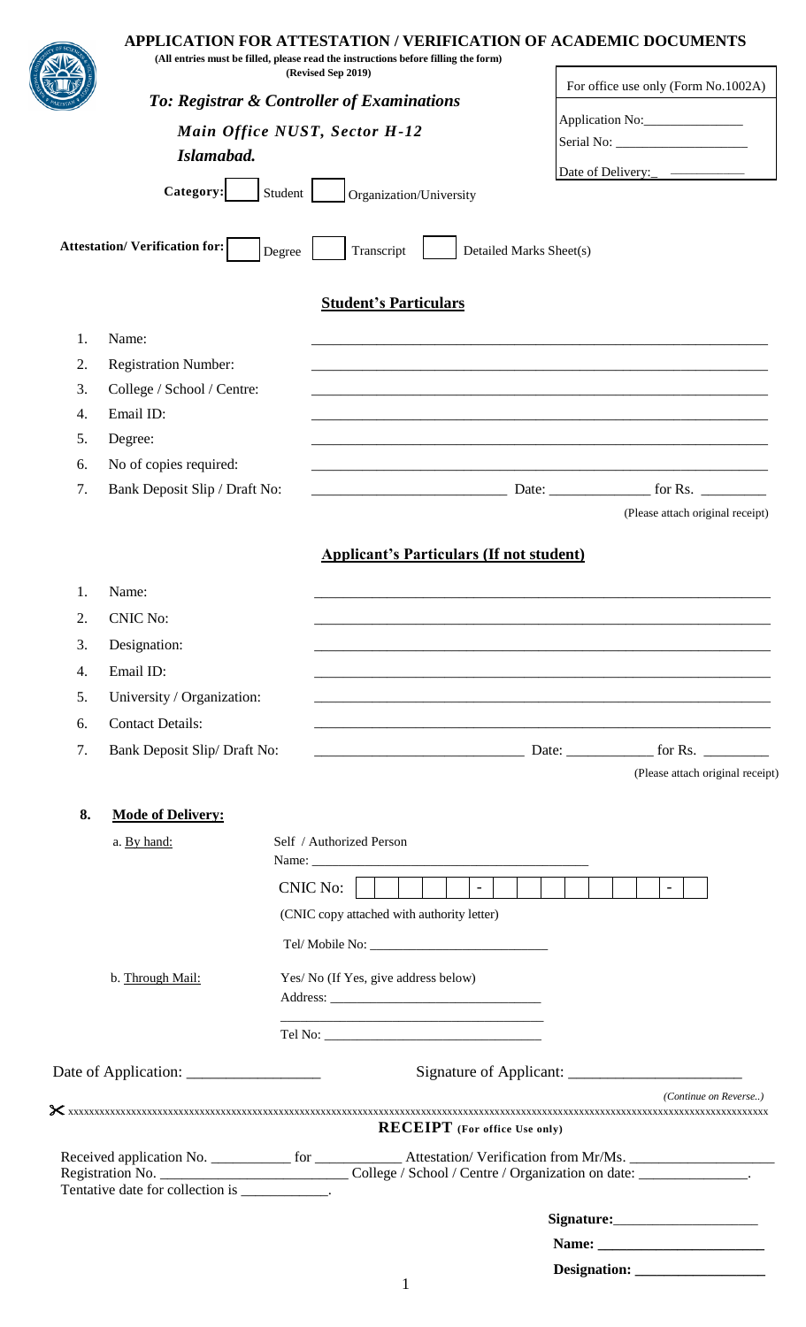# APPLICATION FOR ATTESTATION / VERIFICATION OF ACADEMIC DOCUMENTS

**(All entries must be filled, please read the instructions before filling the form)**

**(Revised Sep 2019)**

| For office use only (Form No.1002A) |
|---|
| Application No:_______________ |
| Serial No: ____________________ |
| Date of Delivery:_ ___________ |

***To: Registrar & Controller of Examinations***

***Main Office NUST, Sector H-12***

***Islamabad.***

**Category:** ☐ Student ☐ Organization/University

**Attestation/ Verification for:** ☐ Degree ☐ Transcript ☐ Detailed Marks Sheet(s)

## Student's Particulars

1. Name: ______________________________________________
2. Registration Number: ______________________________________________
3. College / School / Centre: ______________________________________________
4. Email ID: ______________________________________________
5. Degree: ______________________________________________
6. No of copies required: ______________________________________________
7. Bank Deposit Slip / Draft No: __________________________ Date: ______________ for Rs. _________

(Please attach original receipt)

## Applicant's Particulars (If not student)

1. Name: ______________________________________________
2. CNIC No: ______________________________________________
3. Designation: ______________________________________________
4. Email ID: ______________________________________________
5. University / Organization: ______________________________________________
6. Contact Details: ______________________________________________
7. Bank Deposit Slip/ Draft No: ____________________________ Date: ____________ for Rs. _________

(Please attach original receipt)

**8. Mode of Delivery:**

a. By hand: Self / Authorized Person

Name: ___________________________________________

CNIC No: ☐☐☐☐☐ - ☐☐☐☐☐☐☐ - ☐

(CNIC copy attached with authority letter)

Tel/ Mobile No: __________________________

b. Through Mail: Yes/ No (If Yes, give address below)

Address: _______________________________

_______________________________________

Tel No: _________________________________

Date of Application: _________________ Signature of Applicant: ______________________

*(Continue on Reverse..)*

✂ xxxxxxxxxxxxxxxxxxxxxxxxxxxxxxxxxxxxxxxxxxxxxxxxxxxxxxxxxxxxxxxxxxxxxxxxxxxxxxxxxxxxxxxxxxxxxxxxxxxxxxxxxxxxxx

**RECEIPT (For office Use only)**

Received application No. ___________ for ____________ Attestation/ Verification from Mr/Ms. ____________________ Registration No. _________________________ College / School / Centre / Organization on date: _______________. Tentative date for collection is ____________.

**Signature:**____________________

**Name:** _______________________

**Designation:** __________________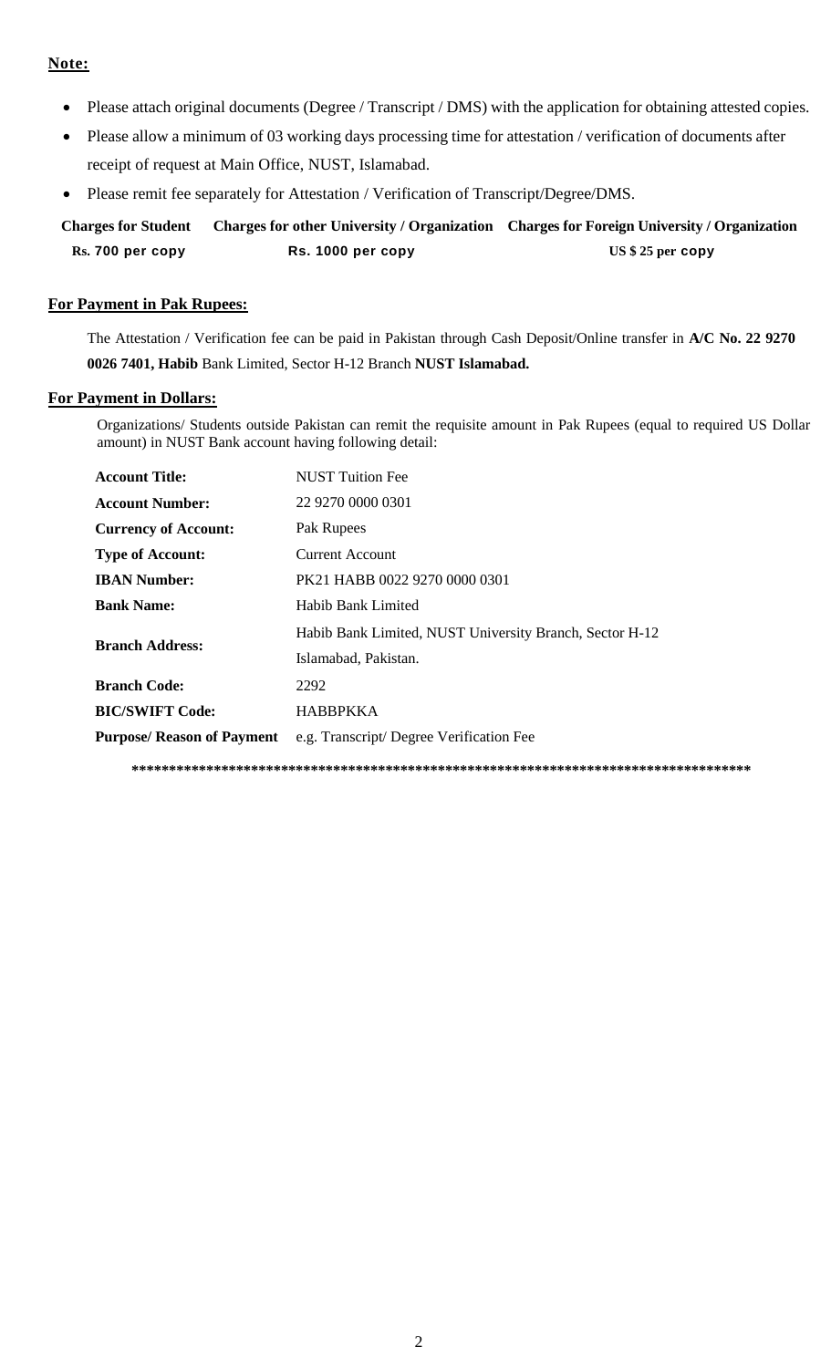**Note:**

- Please attach original documents (Degree / Transcript / DMS) with the application for obtaining attested copies.
- Please allow a minimum of 03 working days processing time for attestation / verification of documents after receipt of request at Main Office, NUST, Islamabad.
- Please remit fee separately for Attestation / Verification of Transcript/Degree/DMS.

| Charges for Student | Charges for other University / Organization | Charges for Foreign University / Organization |
|---|---|---|
| Rs. 700 per copy | Rs. 1000 per copy | US $ 25 per copy |

**For Payment in Pak Rupees:**

The Attestation / Verification fee can be paid in Pakistan through Cash Deposit/Online transfer in **A/C No. 22 9270 0026 7401, Habib** Bank Limited, Sector H-12 Branch **NUST Islamabad.**

**For Payment in Dollars:**

Organizations/ Students outside Pakistan can remit the requisite amount in Pak Rupees (equal to required US Dollar amount) in NUST Bank account having following detail:

| | |
|---|---|
| **Account Title:** | NUST Tuition Fee |
| **Account Number:** | 22 9270 0000 0301 |
| **Currency of Account:** | Pak Rupees |
| **Type of Account:** | Current Account |
| **IBAN Number:** | PK21 HABB 0022 9270 0000 0301 |
| **Bank Name:** | Habib Bank Limited |
| **Branch Address:** | Habib Bank Limited, NUST University Branch, Sector H-12 Islamabad, Pakistan. |
| **Branch Code:** | 2292 |
| **BIC/SWIFT Code:** | HABBPKKA |
| **Purpose/ Reason of Payment** | e.g. Transcript/ Degree Verification Fee |

**************************************************************************************